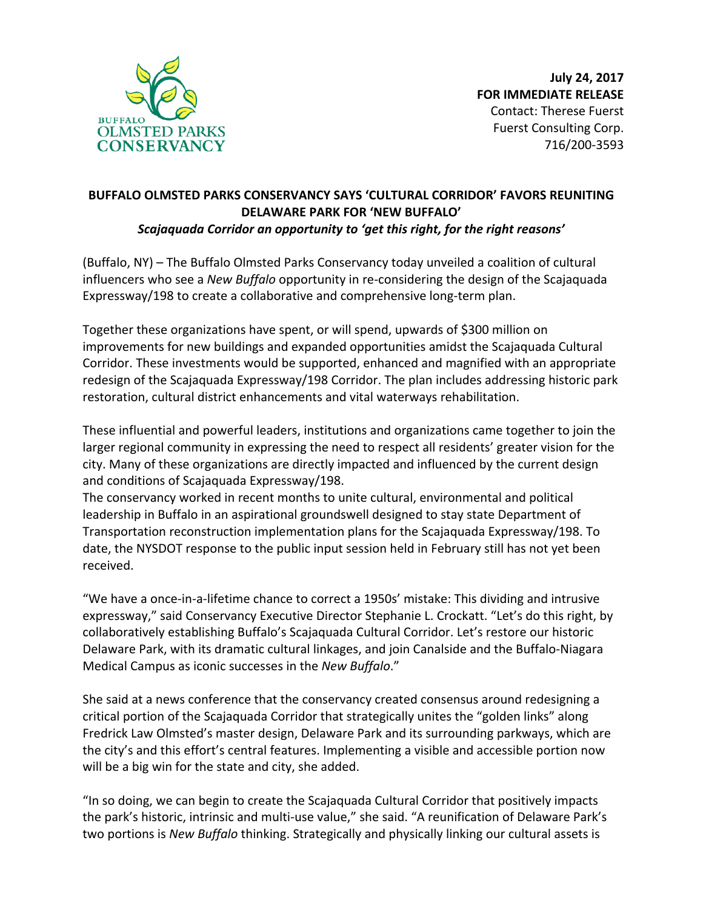BUFFALO
OLMSTED PARKS
CONSERVANCY

**July 24, 2017**
**FOR IMMEDIATE RELEASE**
Contact: Therese Fuerst
Fuerst Consulting Corp.
716/200-3593

**BUFFALO OLMSTED PARKS CONSERVANCY SAYS 'CULTURAL CORRIDOR' FAVORS REUNITING DELAWARE PARK FOR 'NEW BUFFALO'**

***Scajaquada Corridor an opportunity to 'get this right, for the right reasons'***

(Buffalo, NY) – The Buffalo Olmsted Parks Conservancy today unveiled a coalition of cultural influencers who see a *New Buffalo* opportunity in re-considering the design of the Scajaquada Expressway/198 to create a collaborative and comprehensive long-term plan.

Together these organizations have spent, or will spend, upwards of $300 million on improvements for new buildings and expanded opportunities amidst the Scajaquada Cultural Corridor. These investments would be supported, enhanced and magnified with an appropriate redesign of the Scajaquada Expressway/198 Corridor. The plan includes addressing historic park restoration, cultural district enhancements and vital waterways rehabilitation.

These influential and powerful leaders, institutions and organizations came together to join the larger regional community in expressing the need to respect all residents' greater vision for the city. Many of these organizations are directly impacted and influenced by the current design and conditions of Scajaquada Expressway/198.

The conservancy worked in recent months to unite cultural, environmental and political leadership in Buffalo in an aspirational groundswell designed to stay state Department of Transportation reconstruction implementation plans for the Scajaquada Expressway/198. To date, the NYSDOT response to the public input session held in February still has not yet been received.

"We have a once-in-a-lifetime chance to correct a 1950s' mistake: This dividing and intrusive expressway," said Conservancy Executive Director Stephanie L. Crockatt. "Let's do this right, by collaboratively establishing Buffalo's Scajaquada Cultural Corridor. Let's restore our historic Delaware Park, with its dramatic cultural linkages, and join Canalside and the Buffalo-Niagara Medical Campus as iconic successes in the *New Buffalo*."

She said at a news conference that the conservancy created consensus around redesigning a critical portion of the Scajaquada Corridor that strategically unites the "golden links" along Fredrick Law Olmsted's master design, Delaware Park and its surrounding parkways, which are the city's and this effort's central features. Implementing a visible and accessible portion now will be a big win for the state and city, she added.

"In so doing, we can begin to create the Scajaquada Cultural Corridor that positively impacts the park's historic, intrinsic and multi-use value," she said. "A reunification of Delaware Park's two portions is *New Buffalo* thinking. Strategically and physically linking our cultural assets is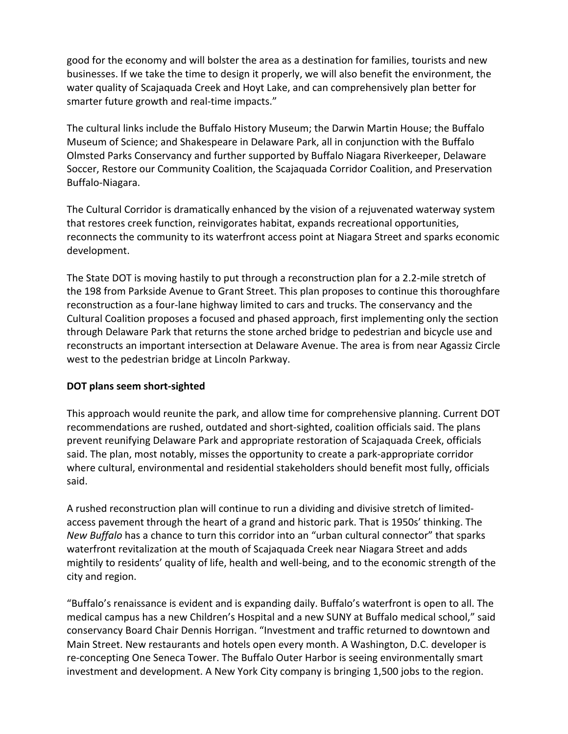good for the economy and will bolster the area as a destination for families, tourists and new businesses. If we take the time to design it properly, we will also benefit the environment, the water quality of Scajaquada Creek and Hoyt Lake, and can comprehensively plan better for smarter future growth and real-time impacts."

The cultural links include the Buffalo History Museum; the Darwin Martin House; the Buffalo Museum of Science; and Shakespeare in Delaware Park, all in conjunction with the Buffalo Olmsted Parks Conservancy and further supported by Buffalo Niagara Riverkeeper, Delaware Soccer, Restore our Community Coalition, the Scajaquada Corridor Coalition, and Preservation Buffalo-Niagara.

The Cultural Corridor is dramatically enhanced by the vision of a rejuvenated waterway system that restores creek function, reinvigorates habitat, expands recreational opportunities, reconnects the community to its waterfront access point at Niagara Street and sparks economic development.

The State DOT is moving hastily to put through a reconstruction plan for a 2.2-mile stretch of the 198 from Parkside Avenue to Grant Street. This plan proposes to continue this thoroughfare reconstruction as a four-lane highway limited to cars and trucks. The conservancy and the Cultural Coalition proposes a focused and phased approach, first implementing only the section through Delaware Park that returns the stone arched bridge to pedestrian and bicycle use and reconstructs an important intersection at Delaware Avenue. The area is from near Agassiz Circle west to the pedestrian bridge at Lincoln Parkway.

**DOT plans seem short-sighted**

This approach would reunite the park, and allow time for comprehensive planning. Current DOT recommendations are rushed, outdated and short-sighted, coalition officials said. The plans prevent reunifying Delaware Park and appropriate restoration of Scajaquada Creek, officials said. The plan, most notably, misses the opportunity to create a park-appropriate corridor where cultural, environmental and residential stakeholders should benefit most fully, officials said.

A rushed reconstruction plan will continue to run a dividing and divisive stretch of limited-access pavement through the heart of a grand and historic park. That is 1950s' thinking. The *New Buffalo* has a chance to turn this corridor into an "urban cultural connector" that sparks waterfront revitalization at the mouth of Scajaquada Creek near Niagara Street and adds mightily to residents' quality of life, health and well-being, and to the economic strength of the city and region.

"Buffalo's renaissance is evident and is expanding daily. Buffalo's waterfront is open to all. The medical campus has a new Children's Hospital and a new SUNY at Buffalo medical school," said conservancy Board Chair Dennis Horrigan. "Investment and traffic returned to downtown and Main Street. New restaurants and hotels open every month. A Washington, D.C. developer is re-concepting One Seneca Tower. The Buffalo Outer Harbor is seeing environmentally smart investment and development. A New York City company is bringing 1,500 jobs to the region.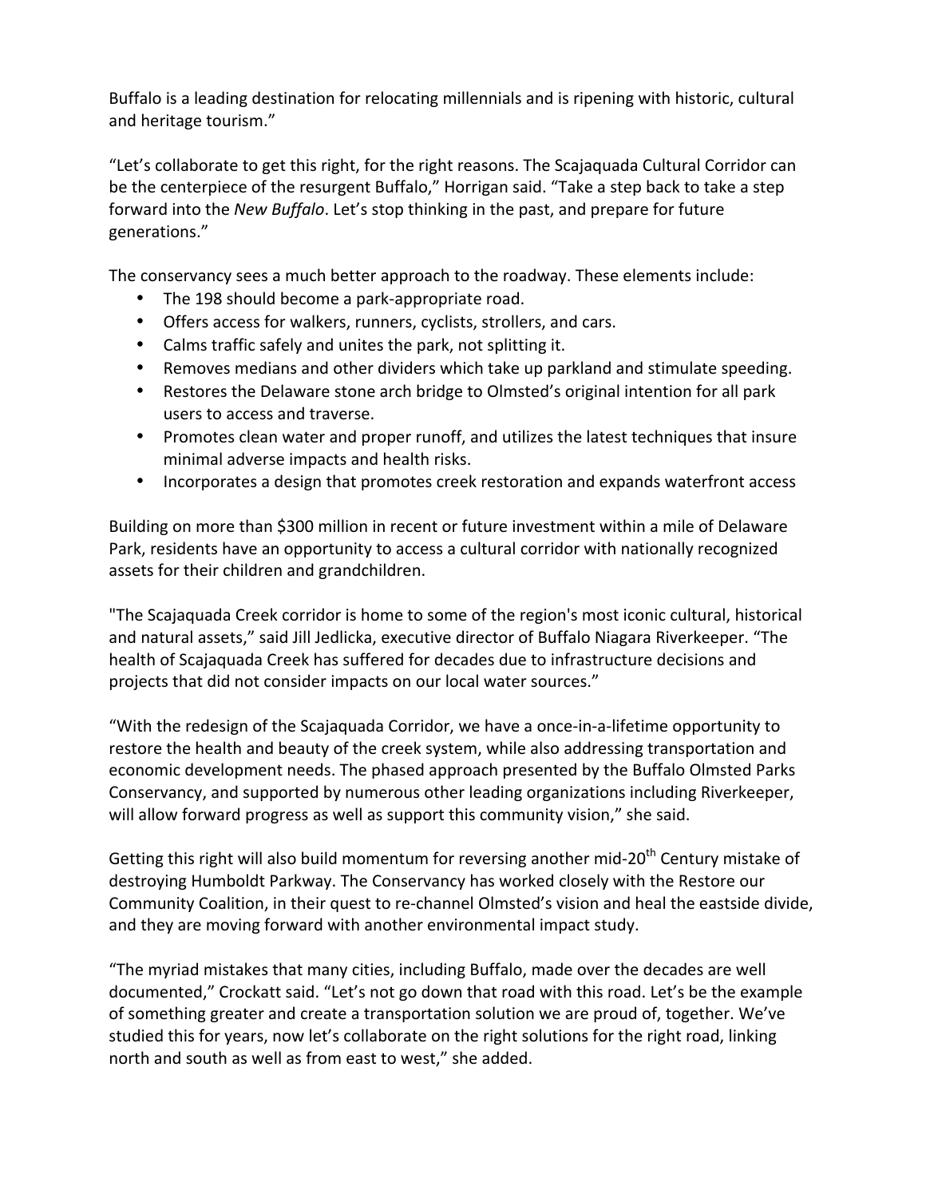Buffalo is a leading destination for relocating millennials and is ripening with historic, cultural and heritage tourism."

"Let's collaborate to get this right, for the right reasons. The Scajaquada Cultural Corridor can be the centerpiece of the resurgent Buffalo," Horrigan said. "Take a step back to take a step forward into the *New Buffalo*. Let's stop thinking in the past, and prepare for future generations."

The conservancy sees a much better approach to the roadway. These elements include:

- The 198 should become a park-appropriate road.
- Offers access for walkers, runners, cyclists, strollers, and cars.
- Calms traffic safely and unites the park, not splitting it.
- Removes medians and other dividers which take up parkland and stimulate speeding.
- Restores the Delaware stone arch bridge to Olmsted's original intention for all park users to access and traverse.
- Promotes clean water and proper runoff, and utilizes the latest techniques that insure minimal adverse impacts and health risks.
- Incorporates a design that promotes creek restoration and expands waterfront access

Building on more than $300 million in recent or future investment within a mile of Delaware Park, residents have an opportunity to access a cultural corridor with nationally recognized assets for their children and grandchildren.

"The Scajaquada Creek corridor is home to some of the region's most iconic cultural, historical and natural assets," said Jill Jedlicka, executive director of Buffalo Niagara Riverkeeper. "The health of Scajaquada Creek has suffered for decades due to infrastructure decisions and projects that did not consider impacts on our local water sources."

"With the redesign of the Scajaquada Corridor, we have a once-in-a-lifetime opportunity to restore the health and beauty of the creek system, while also addressing transportation and economic development needs. The phased approach presented by the Buffalo Olmsted Parks Conservancy, and supported by numerous other leading organizations including Riverkeeper, will allow forward progress as well as support this community vision," she said.

Getting this right will also build momentum for reversing another mid-20th Century mistake of destroying Humboldt Parkway. The Conservancy has worked closely with the Restore our Community Coalition, in their quest to re-channel Olmsted's vision and heal the eastside divide, and they are moving forward with another environmental impact study.

"The myriad mistakes that many cities, including Buffalo, made over the decades are well documented," Crockatt said. "Let's not go down that road with this road. Let's be the example of something greater and create a transportation solution we are proud of, together. We've studied this for years, now let's collaborate on the right solutions for the right road, linking north and south as well as from east to west," she added.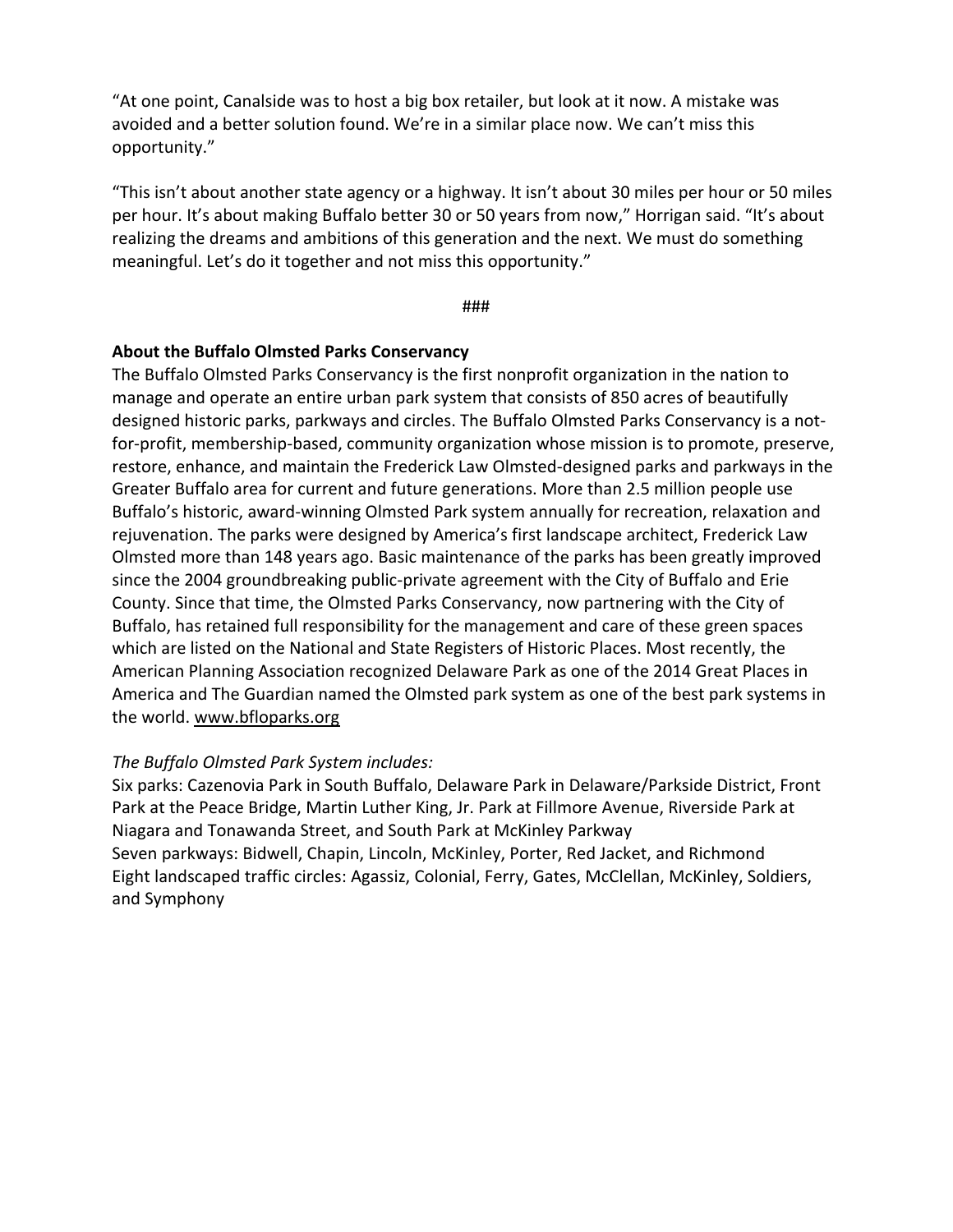"At one point, Canalside was to host a big box retailer, but look at it now. A mistake was avoided and a better solution found. We're in a similar place now. We can't miss this opportunity."

"This isn't about another state agency or a highway. It isn't about 30 miles per hour or 50 miles per hour. It's about making Buffalo better 30 or 50 years from now," Horrigan said. "It's about realizing the dreams and ambitions of this generation and the next. We must do something meaningful. Let's do it together and not miss this opportunity."

###

**About the Buffalo Olmsted Parks Conservancy**

The Buffalo Olmsted Parks Conservancy is the first nonprofit organization in the nation to manage and operate an entire urban park system that consists of 850 acres of beautifully designed historic parks, parkways and circles. The Buffalo Olmsted Parks Conservancy is a not-for-profit, membership-based, community organization whose mission is to promote, preserve, restore, enhance, and maintain the Frederick Law Olmsted-designed parks and parkways in the Greater Buffalo area for current and future generations. More than 2.5 million people use Buffalo's historic, award-winning Olmsted Park system annually for recreation, relaxation and rejuvenation. The parks were designed by America's first landscape architect, Frederick Law Olmsted more than 148 years ago. Basic maintenance of the parks has been greatly improved since the 2004 groundbreaking public-private agreement with the City of Buffalo and Erie County. Since that time, the Olmsted Parks Conservancy, now partnering with the City of Buffalo, has retained full responsibility for the management and care of these green spaces which are listed on the National and State Registers of Historic Places. Most recently, the American Planning Association recognized Delaware Park as one of the 2014 Great Places in America and The Guardian named the Olmsted park system as one of the best park systems in the world. www.bfloparks.org

*The Buffalo Olmsted Park System includes:*

Six parks: Cazenovia Park in South Buffalo, Delaware Park in Delaware/Parkside District, Front Park at the Peace Bridge, Martin Luther King, Jr. Park at Fillmore Avenue, Riverside Park at Niagara and Tonawanda Street, and South Park at McKinley Parkway

Seven parkways: Bidwell, Chapin, Lincoln, McKinley, Porter, Red Jacket, and Richmond

Eight landscaped traffic circles: Agassiz, Colonial, Ferry, Gates, McClellan, McKinley, Soldiers, and Symphony